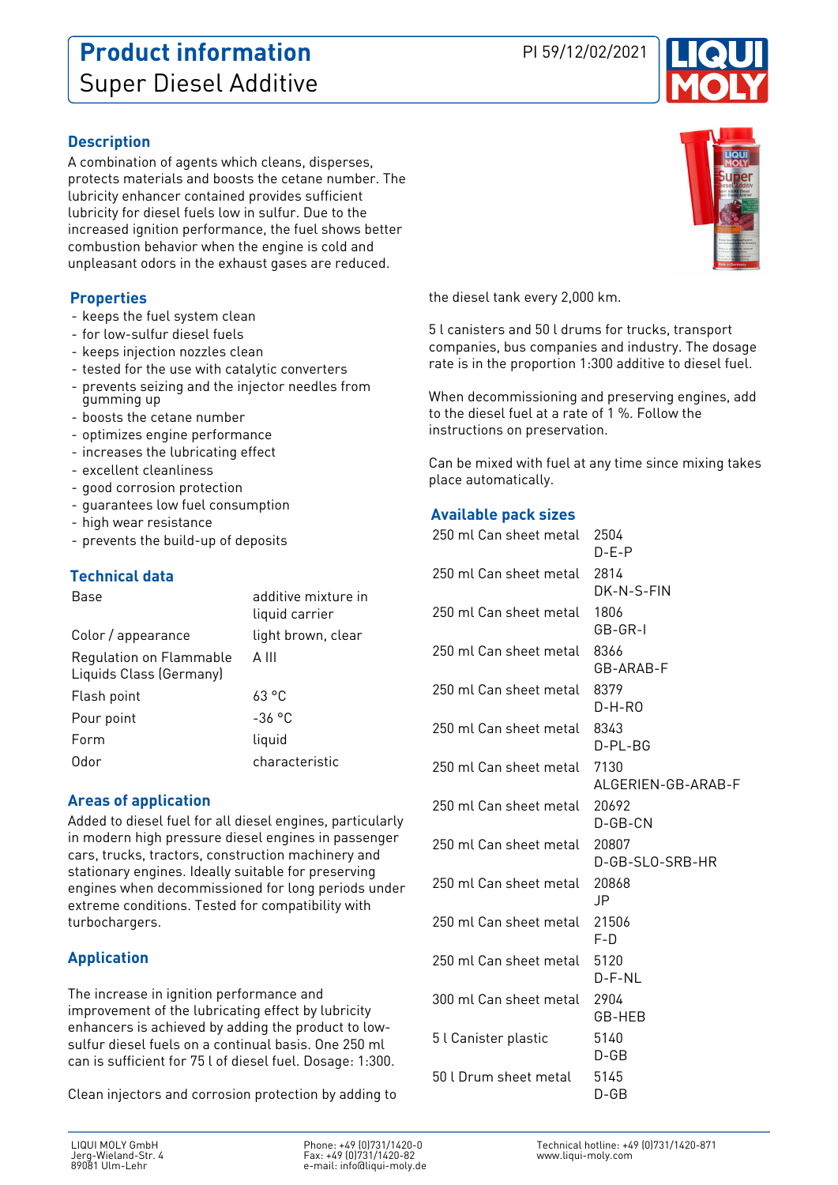# Product information

## Super Diesel Additive

PI 59/12/02/2021

### Description

A combination of agents which cleans, disperses, protects materials and boosts the cetane number. The lubricity enhancer contained provides sufficient lubricity for diesel fuels low in sulfur. Due to the increased ignition performance, the fuel shows better combustion behavior when the engine is cold and unpleasant odors in the exhaust gases are reduced.

### Properties

- keeps the fuel system clean
- for low-sulfur diesel fuels
- keeps injection nozzles clean
- tested for the use with catalytic converters
- prevents seizing and the injector needles from gumming up
- boosts the cetane number
- optimizes engine performance
- increases the lubricating effect
- excellent cleanliness
- good corrosion protection
- guarantees low fuel consumption
- high wear resistance
- prevents the build-up of deposits

### Technical data

| | |
|---|---|
| Base | additive mixture in liquid carrier |
| Color / appearance | light brown, clear |
| Regulation on Flammable Liquids Class (Germany) | A III |
| Flash point | 63 °C |
| Pour point | -36 °C |
| Form | liquid |
| Odor | characteristic |

### Areas of application

Added to diesel fuel for all diesel engines, particularly in modern high pressure diesel engines in passenger cars, trucks, tractors, construction machinery and stationary engines. Ideally suitable for preserving engines when decommissioned for long periods under extreme conditions. Tested for compatibility with turbochargers.

### Application

The increase in ignition performance and improvement of the lubricating effect by lubricity enhancers is achieved by adding the product to low-sulfur diesel fuels on a continual basis. One 250 ml can is sufficient for 75 l of diesel fuel. Dosage: 1:300.

Clean injectors and corrosion protection by adding to the diesel tank every 2,000 km.

5 l canisters and 50 l drums for trucks, transport companies, bus companies and industry. The dosage rate is in the proportion 1:300 additive to diesel fuel.

When decommissioning and preserving engines, add to the diesel fuel at a rate of 1 %. Follow the instructions on preservation.

Can be mixed with fuel at any time since mixing takes place automatically.

### Available pack sizes

| | |
|---|---|
| 250 ml Can sheet metal | 2504 D-E-P |
| 250 ml Can sheet metal | 2814 DK-N-S-FIN |
| 250 ml Can sheet metal | 1806 GB-GR-I |
| 250 ml Can sheet metal | 8366 GB-ARAB-F |
| 250 ml Can sheet metal | 8379 D-H-RO |
| 250 ml Can sheet metal | 8343 D-PL-BG |
| 250 ml Can sheet metal | 7130 ALGERIEN-GB-ARAB-F |
| 250 ml Can sheet metal | 20692 D-GB-CN |
| 250 ml Can sheet metal | 20807 D-GB-SLO-SRB-HR |
| 250 ml Can sheet metal | 20868 JP |
| 250 ml Can sheet metal | 21506 F-D |
| 250 ml Can sheet metal | 5120 D-F-NL |
| 300 ml Can sheet metal | 2904 GB-HEB |
| 5 l Canister plastic | 5140 D-GB |
| 50 l Drum sheet metal | 5145 D-GB |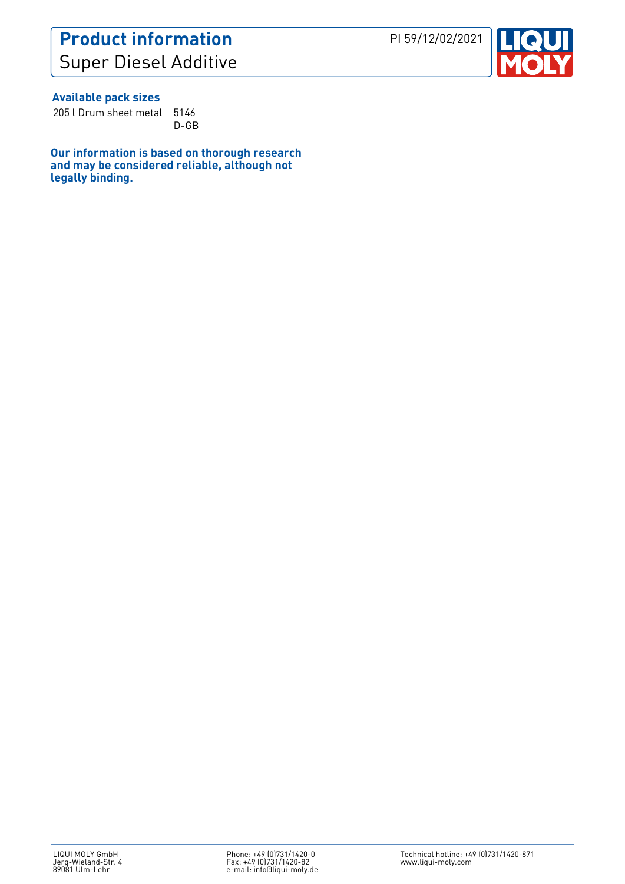**Available pack sizes**

| | |
|---|---|
| 205 l Drum sheet metal | 5146<br>D-GB |

**Our information is based on thorough research and may be considered reliable, although not legally binding.**